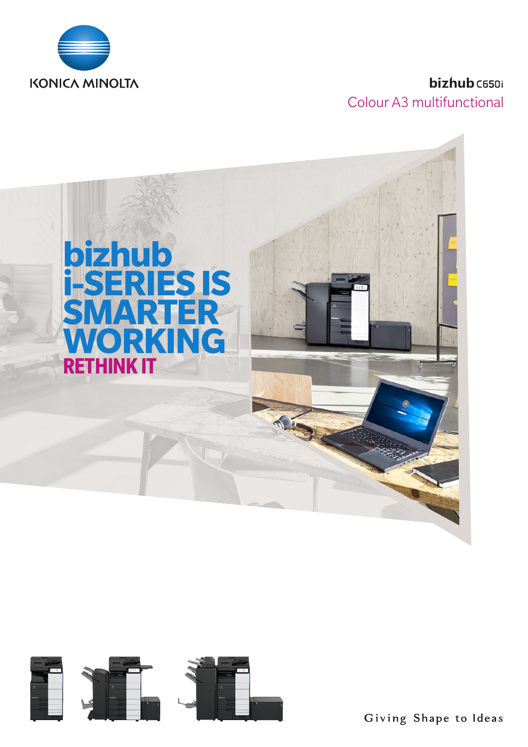KONICA MINOLTA

**bizhub** C650i

Colour A3 multifunctional

# bizhub i-SERIES IS SMARTER WORKING

## RETHINK IT

Giving Shape to Ideas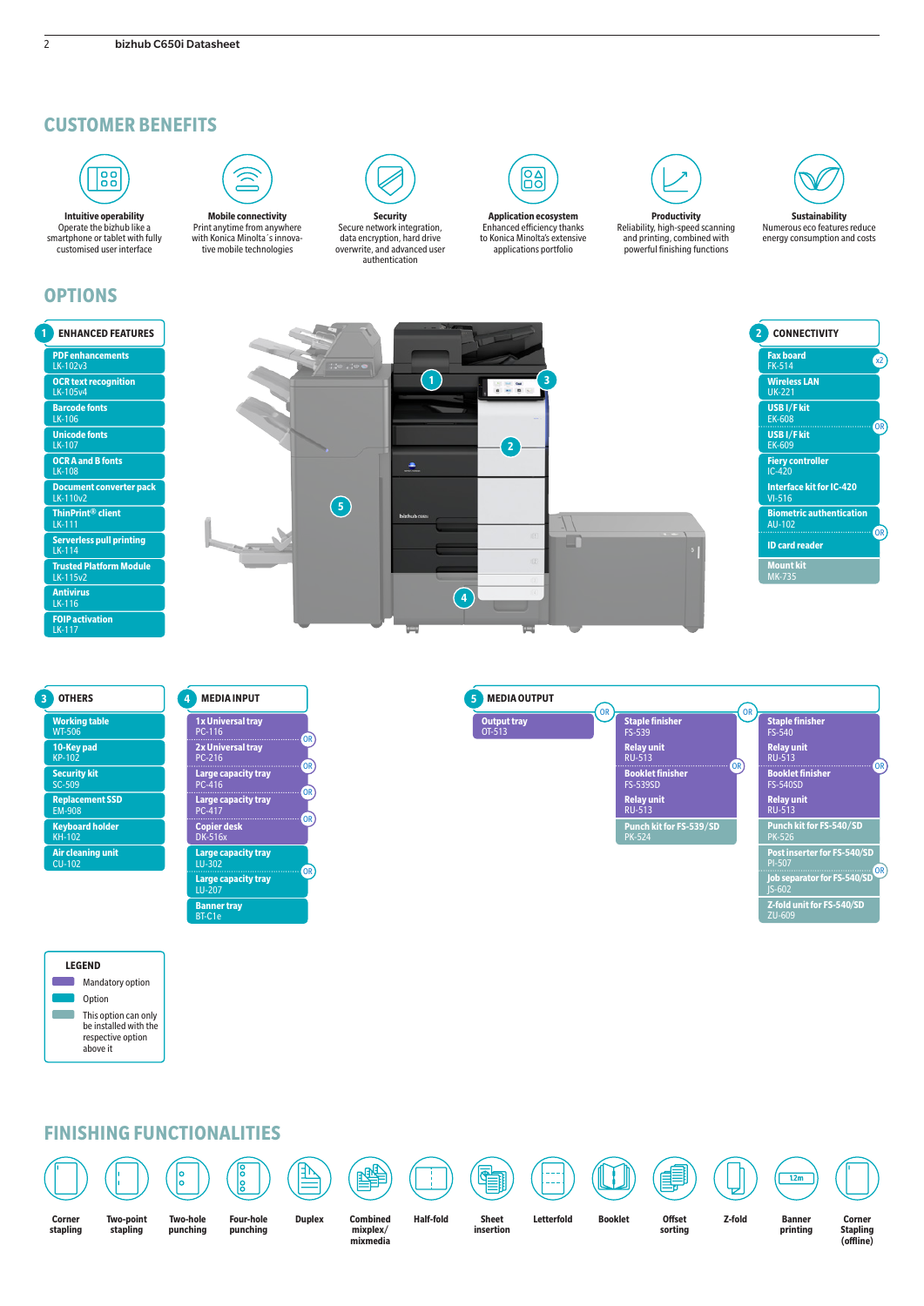## CUSTOMER BENEFITS

**Intuitive operability**
Operate the bizhub like a smartphone or tablet with fully customised user interface

**Mobile connectivity**
Print anytime from anywhere with Konica Minolta´s innovative mobile technologies

**Security**
Secure network integration, data encryption, hard drive overwrite, and advanced user authentication

**Application ecosystem**
Enhanced efficiency thanks to Konica Minolta's extensive applications portfolio

**Productivity**
Reliability, high-speed scanning and printing, combined with powerful finishing functions

**Sustainability**
Numerous eco features reduce energy consumption and costs

## OPTIONS

### 1 ENHANCED FEATURES

- PDF enhancements LK-102v3
- OCR text recognition LK-105v4
- Barcode fonts LK-106
- Unicode fonts LK-107
- OCR A and B fonts LK-108
- Document converter pack LK-110v2
- ThinPrint® client LK-111
- Serverless pull printing LK-114
- Trusted Platform Module LK-115v2
- Antivirus LK-116
- FOIP activation LK-117

### 2 CONNECTIVITY

- Fax board FK-514 (x2)
- Wireless LAN UK-221
- USB I/F kit EK-608
- OR
- USB I/F kit EK-609
- Fiery controller IC-420
- Interface kit for IC-420 VI-516
- Biometric authentication AU-102
- OR
- ID card reader
- Mount kit MK-735

### 3 OTHERS

- Working table WT-506
- 10-Key pad KP-102
- Security kit SC-509
- Replacement SSD EM-908
- Keyboard holder KH-102
- Air cleaning unit CU-102

### 4 MEDIA INPUT

- 1x Universal tray PC-116
- OR
- 2x Universal tray PC-216
- OR
- Large capacity tray PC-416
- OR
- Large capacity tray PC-417
- OR
- Copier desk DK-516x
- Large capacity tray LU-302
- OR
- Large capacity tray LU-207
- Banner tray BT-C1e

### 5 MEDIA OUTPUT

- Output tray OT-513

OR

- Staple finisher FS-539
- Relay unit RU-513
- OR
- Booklet finisher FS-539SD
- Relay unit RU-513
- Punch kit for FS-539/SD PK-524

OR

- Staple finisher FS-540
- Relay unit RU-513
- OR
- Booklet finisher FS-540SD
- Relay unit RU-513
- Punch kit for FS-540/SD PK-526
- Post inserter for FS-540/SD PI-507
- OR
- Job separator for FS-540/SD JS-602
- Z-fold unit for FS-540/SD ZU-609

### LEGEND

- Mandatory option
- Option
- This option can only be installed with the respective option above it

## FINISHING FUNCTIONALITIES

- Corner stapling
- Two-point stapling
- Two-hole punching
- Four-hole punching
- Duplex
- Combined mixplex/mixmedia
- Half-fold
- Sheet insertion
- Letterfold
- Booklet
- Offset sorting
- Z-fold
- Banner printing
- Corner Stapling (offline)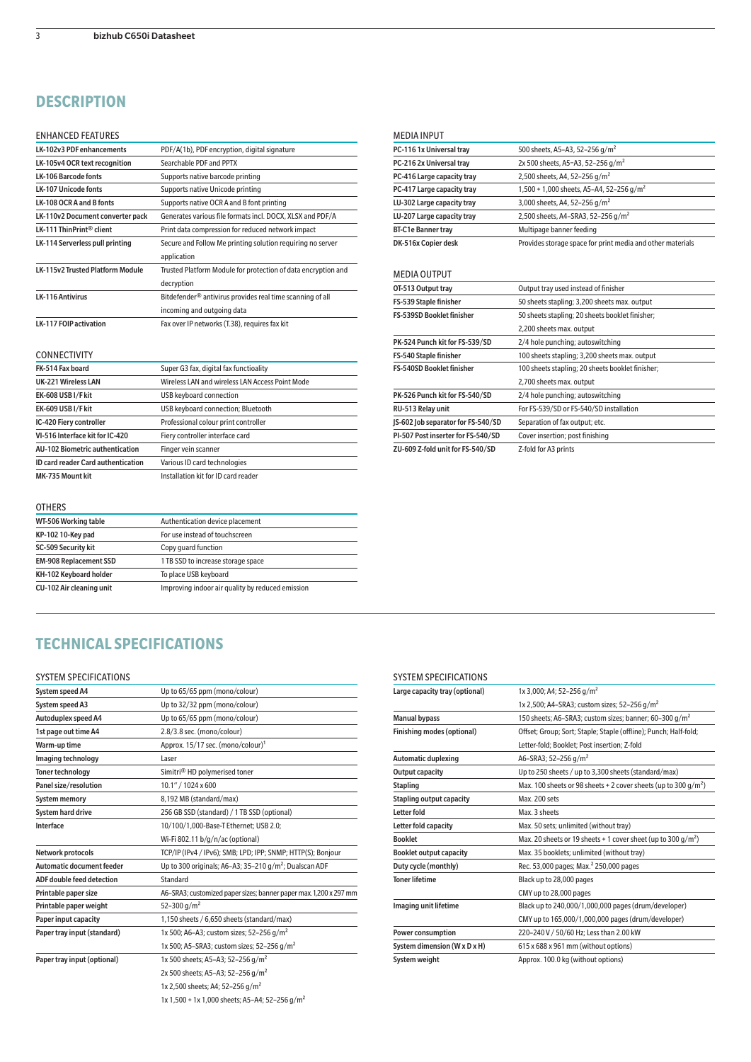# DESCRIPTION

### ENHANCED FEATURES

| | |
|---|---|
| LK-102v3 PDF enhancements | PDF/A(1b), PDF encryption, digital signature |
| LK-105v4 OCR text recognition | Searchable PDF and PPTX |
| LK-106 Barcode fonts | Supports native barcode printing |
| LK-107 Unicode fonts | Supports native Unicode printing |
| LK-108 OCR A and B fonts | Supports native OCR A and B font printing |
| LK-110v2 Document converter pack | Generates various file formats incl. DOCX, XLSX and PDF/A |
| LK-111 ThinPrint® client | Print data compression for reduced network impact |
| LK-114 Serverless pull printing | Secure and Follow Me printing solution requiring no server application |
| LK-115v2 Trusted Platform Module | Trusted Platform Module for protection of data encryption and decryption |
| LK-116 Antivirus | Bitdefender® antivirus provides real time scanning of all incoming and outgoing data |
| LK-117 FOIP activation | Fax over IP networks (T.38), requires fax kit |

### CONNECTIVITY

| | |
|---|---|
| FK-514 Fax board | Super G3 fax, digital fax functioality |
| UK-221 Wireless LAN | Wireless LAN and wireless LAN Access Point Mode |
| EK-608 USB I/F kit | USB keyboard connection |
| EK-609 USB I/F kit | USB keyboard connection; Bluetooth |
| IC-420 Fiery controller | Professional colour print controller |
| VI-516 Interface kit for IC-420 | Fiery controller interface card |
| AU-102 Biometric authentication | Finger vein scanner |
| ID card reader Card authentication | Various ID card technologies |
| MK-735 Mount kit | Installation kit for ID card reader |

### OTHERS

| | |
|---|---|
| WT-506 Working table | Authentication device placement |
| KP-102 10-Key pad | For use instead of touchscreen |
| SC-509 Security kit | Copy guard function |
| EM-908 Replacement SSD | 1 TB SSD to increase storage space |
| KH-102 Keyboard holder | To place USB keyboard |
| CU-102 Air cleaning unit | Improving indoor air quality by reduced emission |

### MEDIA INPUT

| | |
|---|---|
| PC-116 1x Universal tray | 500 sheets, A5–A3, 52–256 g/m² |
| PC-216 2x Universal tray | 2x 500 sheets, A5–A3, 52–256 g/m² |
| PC-416 Large capacity tray | 2,500 sheets, A4, 52–256 g/m² |
| PC-417 Large capacity tray | 1,500 + 1,000 sheets, A5–A4, 52–256 g/m² |
| LU-302 Large capacity tray | 3,000 sheets, A4, 52–256 g/m² |
| LU-207 Large capacity tray | 2,500 sheets, A4–SRA3, 52–256 g/m² |
| BT-C1e Banner tray | Multipage banner feeding |
| DK-516x Copier desk | Provides storage space for print media and other materials |

### MEDIA OUTPUT

| | |
|---|---|
| OT-513 Output tray | Output tray used instead of finisher |
| FS-539 Staple finisher | 50 sheets stapling; 3,200 sheets max. output |
| FS-539SD Booklet finisher | 50 sheets stapling; 20 sheets booklet finisher; 2,200 sheets max. output |
| PK-524 Punch kit for FS-539/SD | 2/4 hole punching; autoswitching |
| FS-540 Staple finisher | 100 sheets stapling; 3,200 sheets max. output |
| FS-540SD Booklet finisher | 100 sheets stapling; 20 sheets booklet finisher; 2,700 sheets max. output |
| PK-526 Punch kit for FS-540/SD | 2/4 hole punching; autoswitching |
| RU-513 Relay unit | For FS-539/SD or FS-540/SD installation |
| JS-602 Job separator for FS-540/SD | Separation of fax output; etc. |
| PI-507 Post inserter for FS-540/SD | Cover insertion; post finishing |
| ZU-609 Z-fold unit for FS-540/SD | Z-fold for A3 prints |

# TECHNICAL SPECIFICATIONS

### SYSTEM SPECIFICATIONS

| | |
|---|---|
| System speed A4 | Up to 65/65 ppm (mono/colour) |
| System speed A3 | Up to 32/32 ppm (mono/colour) |
| Autoduplex speed A4 | Up to 65/65 ppm (mono/colour) |
| 1st page out time A4 | 2.8/3.8 sec. (mono/colour) |
| Warm-up time | Approx. 15/17 sec. (mono/colour)[1] |
| Imaging technology | Laser |
| Toner technology | Simitri® HD polymerised toner |
| Panel size/resolution | 10.1" / 1024 x 600 |
| System memory | 8,192 MB (standard/max) |
| System hard drive | 256 GB SSD (standard) / 1 TB SSD (optional) |
| Interface | 10/100/1,000-Base-T Ethernet; USB 2.0; Wi-Fi 802.11 b/g/n/ac (optional) |
| Network protocols | TCP/IP (IPv4 / IPv6); SMB; LPD; IPP; SNMP; HTTP(S); Bonjour |
| Automatic document feeder | Up to 300 originals; A6–A3; 35–210 g/m²; Dualscan ADF |
| ADF double feed detection | Standard |
| Printable paper size | A6–SRA3; customized paper sizes; banner paper max. 1,200 x 297 mm |
| Printable paper weight | 52–300 g/m² |
| Paper input capacity | 1,150 sheets / 6,650 sheets (standard/max) |
| Paper tray input (standard) | 1x 500; A6–A3; custom sizes; 52–256 g/m²<br>1x 500; A5–SRA3; custom sizes; 52–256 g/m² |
| Paper tray input (optional) | 1x 500 sheets; A5–A3; 52–256 g/m²<br>2x 500 sheets; A5–A3; 52–256 g/m²<br>1x 2,500 sheets; A4; 52–256 g/m²<br>1x 1,500 + 1x 1,000 sheets; A5–A4; 52–256 g/m² |
| Large capacity tray (optional) | 1x 3,000; A4; 52–256 g/m²<br>1x 2,500; A4–SRA3; custom sizes; 52–256 g/m² |
| Manual bypass | 150 sheets; A6–SRA3; custom sizes; banner; 60–300 g/m² |
| Finishing modes (optional) | Offset; Group; Sort; Staple; Staple (offline); Punch; Half-fold; Letter-fold; Booklet; Post insertion; Z-fold |
| Automatic duplexing | A6–SRA3; 52–256 g/m² |
| Output capacity | Up to 250 sheets / up to 3,300 sheets (standard/max) |
| Stapling | Max. 100 sheets or 98 sheets + 2 cover sheets (up to 300 g/m²) |
| Stapling output capacity | Max. 200 sets |
| Letter fold | Max. 3 sheets |
| Letter fold capacity | Max. 50 sets; unlimited (without tray) |
| Booklet | Max. 20 sheets or 19 sheets + 1 cover sheet (up to 300 g/m²) |
| Booklet output capacity | Max. 35 booklets; unlimited (without tray) |
| Duty cycle (monthly) | Rec. 53,000 pages; Max.[2] 250,000 pages |
| Toner lifetime | Black up to 28,000 pages<br>CMY up to 28,000 pages |
| Imaging unit lifetime | Black up to 240,000/1,000,000 pages (drum/developer)<br>CMY up to 165,000/1,000,000 pages (drum/developer) |
| Power consumption | 220–240 V / 50/60 Hz; Less than 2.00 kW |
| System dimension (W x D x H) | 615 x 688 x 961 mm (without options) |
| System weight | Approx. 100.0 kg (without options) |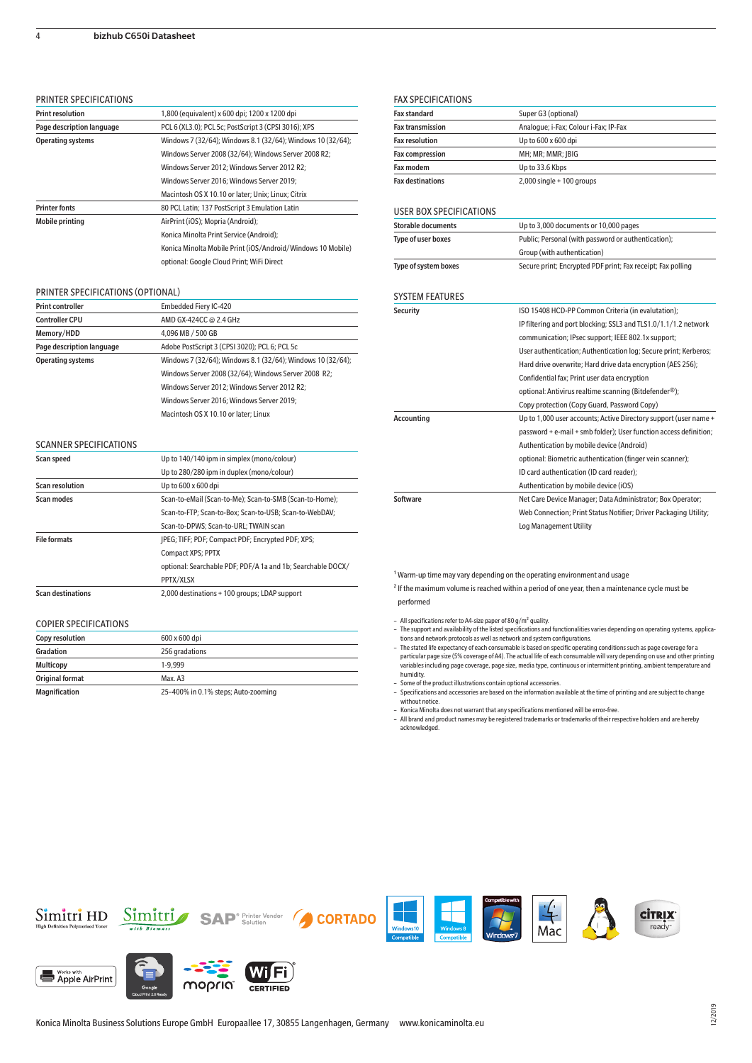## PRINTER SPECIFICATIONS

| | |
|---|---|
| **Print resolution** | 1,800 (equivalent) x 600 dpi; 1200 x 1200 dpi |
| **Page description language** | PCL 6 (XL3.0); PCL 5c; PostScript 3 (CPSI 3016); XPS |
| **Operating systems** | Windows 7 (32/64); Windows 8.1 (32/64); Windows 10 (32/64); Windows Server 2008 (32/64); Windows Server 2008 R2; Windows Server 2012; Windows Server 2012 R2; Windows Server 2016; Windows Server 2019; Macintosh OS X 10.10 or later; Unix; Linux; Citrix |
| **Printer fonts** | 80 PCL Latin; 137 PostScript 3 Emulation Latin |
| **Mobile printing** | AirPrint (iOS); Mopria (Android); Konica Minolta Print Service (Android); Konica Minolta Mobile Print (iOS/Android/Windows 10 Mobile) optional: Google Cloud Print; WiFi Direct |

## PRINTER SPECIFICATIONS (OPTIONAL)

| | |
|---|---|
| **Print controller** | Embedded Fiery IC-420 |
| **Controller CPU** | AMD GX-424CC @ 2.4 GHz |
| **Memory/HDD** | 4,096 MB / 500 GB |
| **Page description language** | Adobe PostScript 3 (CPSI 3020); PCL 6; PCL 5c |
| **Operating systems** | Windows 7 (32/64); Windows 8.1 (32/64); Windows 10 (32/64); Windows Server 2008 (32/64); Windows Server 2008 R2; Windows Server 2012; Windows Server 2012 R2; Windows Server 2016; Windows Server 2019; Macintosh OS X 10.10 or later; Linux |

## SCANNER SPECIFICATIONS

| | |
|---|---|
| **Scan speed** | Up to 140/140 ipm in simplex (mono/colour) Up to 280/280 ipm in duplex (mono/colour) |
| **Scan resolution** | Up to 600 x 600 dpi |
| **Scan modes** | Scan-to-eMail (Scan-to-Me); Scan-to-SMB (Scan-to-Home); Scan-to-FTP; Scan-to-Box; Scan-to-USB; Scan-to-WebDAV; Scan-to-DPWS; Scan-to-URL; TWAIN scan |
| **File formats** | JPEG; TIFF; PDF; Compact PDF; Encrypted PDF; XPS; Compact XPS; PPTX optional: Searchable PDF; PDF/A 1a and 1b; Searchable DOCX/PPTX/XLSX |
| **Scan destinations** | 2,000 destinations + 100 groups; LDAP support |

## COPIER SPECIFICATIONS

| | |
|---|---|
| **Copy resolution** | 600 x 600 dpi |
| **Gradation** | 256 gradations |
| **Multicopy** | 1-9,999 |
| **Original format** | Max. A3 |
| **Magnification** | 25–400% in 0.1% steps; Auto-zooming |

## FAX SPECIFICATIONS

| | |
|---|---|
| **Fax standard** | Super G3 (optional) |
| **Fax transmission** | Analogue; i-Fax; Colour i-Fax; IP-Fax |
| **Fax resolution** | Up to 600 x 600 dpi |
| **Fax compression** | MH; MR; MMR; JBIG |
| **Fax modem** | Up to 33.6 Kbps |
| **Fax destinations** | 2,000 single + 100 groups |

## USER BOX SPECIFICATIONS

| | |
|---|---|
| **Storable documents** | Up to 3,000 documents or 10,000 pages |
| **Type of user boxes** | Public; Personal (with password or authentication); Group (with authentication) |
| **Type of system boxes** | Secure print; Encrypted PDF print; Fax receipt; Fax polling |

## SYSTEM FEATURES

| | |
|---|---|
| **Security** | ISO 15408 HCD-PP Common Criteria (in evalutation); IP filtering and port blocking; SSL3 and TLS1.0/1.1/1.2 network communication; IPsec support; IEEE 802.1x support; User authentication; Authentication log; Secure print; Kerberos; Hard drive overwrite; Hard drive data encryption (AES 256); Confidential fax; Print user data encryption optional: Antivirus realtime scanning (Bitdefender®); Copy protection (Copy Guard, Password Copy) |
| **Accounting** | Up to 1,000 user accounts; Active Directory support (user name + password + e-mail + smb folder); User function access definition; Authentication by mobile device (Android) optional: Biometric authentication (finger vein scanner); ID card authentication (ID card reader); Authentication by mobile device (iOS) |
| **Software** | Net Care Device Manager; Data Administrator; Box Operator; Web Connection; Print Status Notifier; Driver Packaging Utility; Log Management Utility |

[1] Warm-up time may vary depending on the operating environment and usage

[2] If the maximum volume is reached within a period of one year, then a maintenance cycle must be performed

- All specifications refer to A4-size paper of 80 g/m² quality.
- The support and availability of the listed specifications and functionalities varies depending on operating systems, applications and network protocols as well as network and system configurations.
- The stated life expectancy of each consumable is based on specific operating conditions such as page coverage for a particular page size (5% coverage of A4). The actual life of each consumable will vary depending on use and other printing variables including page coverage, page size, media type, continuous or intermittent printing, ambient temperature and humidity.
- Some of the product illustrations contain optional accessories.
- Specifications and accessories are based on the information available at the time of printing and are subject to change without notice.
- Konica Minolta does not warrant that any specifications mentioned will be error-free.
- All brand and product names may be registered trademarks or trademarks of their respective holders and are hereby acknowledged.

Konica Minolta Business Solutions Europe GmbH Europaallee 17, 30855 Langenhagen, Germany www.konicaminolta.eu

12/2019